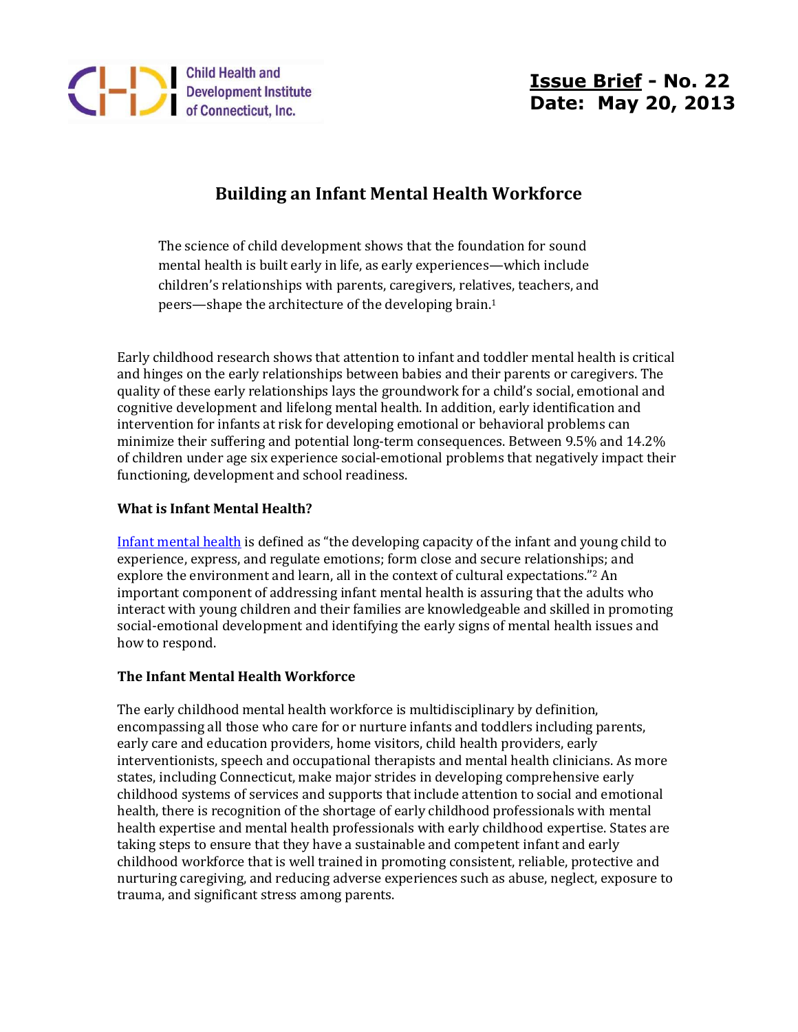Child Health and Development Institute of Connecticut, Inc.

**Issue Brief - No. 22**
**Date: May 20, 2013**

# Building an Infant Mental Health Workforce

> The science of child development shows that the foundation for sound mental health is built early in life, as early experiences—which include children's relationships with parents, caregivers, relatives, teachers, and peers—shape the architecture of the developing brain.[1]

Early childhood research shows that attention to infant and toddler mental health is critical and hinges on the early relationships between babies and their parents or caregivers. The quality of these early relationships lays the groundwork for a child's social, emotional and cognitive development and lifelong mental health. In addition, early identification and intervention for infants at risk for developing emotional or behavioral problems can minimize their suffering and potential long-term consequences. Between 9.5% and 14.2% of children under age six experience social-emotional problems that negatively impact their functioning, development and school readiness.

### What is Infant Mental Health?

Infant mental health is defined as "the developing capacity of the infant and young child to experience, express, and regulate emotions; form close and secure relationships; and explore the environment and learn, all in the context of cultural expectations."[2] An important component of addressing infant mental health is assuring that the adults who interact with young children and their families are knowledgeable and skilled in promoting social-emotional development and identifying the early signs of mental health issues and how to respond.

### The Infant Mental Health Workforce

The early childhood mental health workforce is multidisciplinary by definition, encompassing all those who care for or nurture infants and toddlers including parents, early care and education providers, home visitors, child health providers, early interventionists, speech and occupational therapists and mental health clinicians. As more states, including Connecticut, make major strides in developing comprehensive early childhood systems of services and supports that include attention to social and emotional health, there is recognition of the shortage of early childhood professionals with mental health expertise and mental health professionals with early childhood expertise. States are taking steps to ensure that they have a sustainable and competent infant and early childhood workforce that is well trained in promoting consistent, reliable, protective and nurturing caregiving, and reducing adverse experiences such as abuse, neglect, exposure to trauma, and significant stress among parents.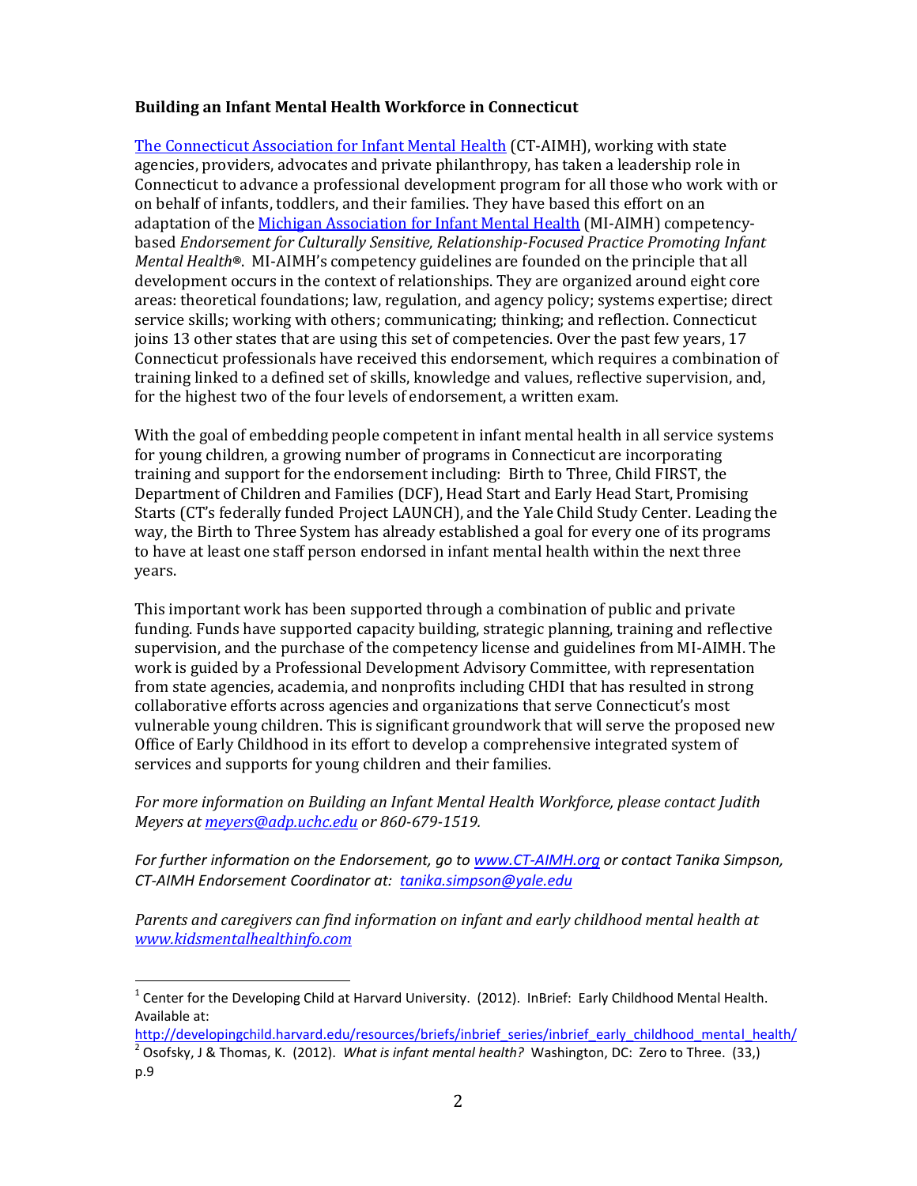**Building an Infant Mental Health Workforce in Connecticut**

[The Connecticut Association for Infant Mental Health](http://www.CT-AIMH.org) (CT-AIMH), working with state agencies, providers, advocates and private philanthropy, has taken a leadership role in Connecticut to advance a professional development program for all those who work with or on behalf of infants, toddlers, and their families. They have based this effort on an adaptation of the Michigan Association for Infant Mental Health (MI-AIMH) competency-based *Endorsement for Culturally Sensitive, Relationship-Focused Practice Promoting Infant Mental Health®*. MI-AIMH's competency guidelines are founded on the principle that all development occurs in the context of relationships. They are organized around eight core areas: theoretical foundations; law, regulation, and agency policy; systems expertise; direct service skills; working with others; communicating; thinking; and reflection. Connecticut joins 13 other states that are using this set of competencies. Over the past few years, 17 Connecticut professionals have received this endorsement, which requires a combination of training linked to a defined set of skills, knowledge and values, reflective supervision, and, for the highest two of the four levels of endorsement, a written exam.

With the goal of embedding people competent in infant mental health in all service systems for young children, a growing number of programs in Connecticut are incorporating training and support for the endorsement including: Birth to Three, Child FIRST, the Department of Children and Families (DCF), Head Start and Early Head Start, Promising Starts (CT's federally funded Project LAUNCH), and the Yale Child Study Center. Leading the way, the Birth to Three System has already established a goal for every one of its programs to have at least one staff person endorsed in infant mental health within the next three years.

This important work has been supported through a combination of public and private funding. Funds have supported capacity building, strategic planning, training and reflective supervision, and the purchase of the competency license and guidelines from MI-AIMH. The work is guided by a Professional Development Advisory Committee, with representation from state agencies, academia, and nonprofits including CHDI that has resulted in strong collaborative efforts across agencies and organizations that serve Connecticut's most vulnerable young children. This is significant groundwork that will serve the proposed new Office of Early Childhood in its effort to develop a comprehensive integrated system of services and supports for young children and their families.

*For more information on Building an Infant Mental Health Workforce, please contact Judith Meyers at [meyers@adp.uchc.edu](mailto:meyers@adp.uchc.edu) or 860-679-1519.*

*For further information on the Endorsement, go to [www.CT-AIMH.org](http://www.CT-AIMH.org) or contact Tanika Simpson, CT-AIMH Endorsement Coordinator at: [tanika.simpson@yale.edu](mailto:tanika.simpson@yale.edu)*

*Parents and caregivers can find information on infant and early childhood mental health at [www.kidsmentalhealthinfo.com](http://www.kidsmentalhealthinfo.com)*

---

[1] Center for the Developing Child at Harvard University. (2012). InBrief: Early Childhood Mental Health. Available at: http://developingchild.harvard.edu/resources/briefs/inbrief_series/inbrief_early_childhood_mental_health/

[2] Osofsky, J & Thomas, K. (2012). *What is infant mental health?* Washington, DC: Zero to Three. (33,) p.9